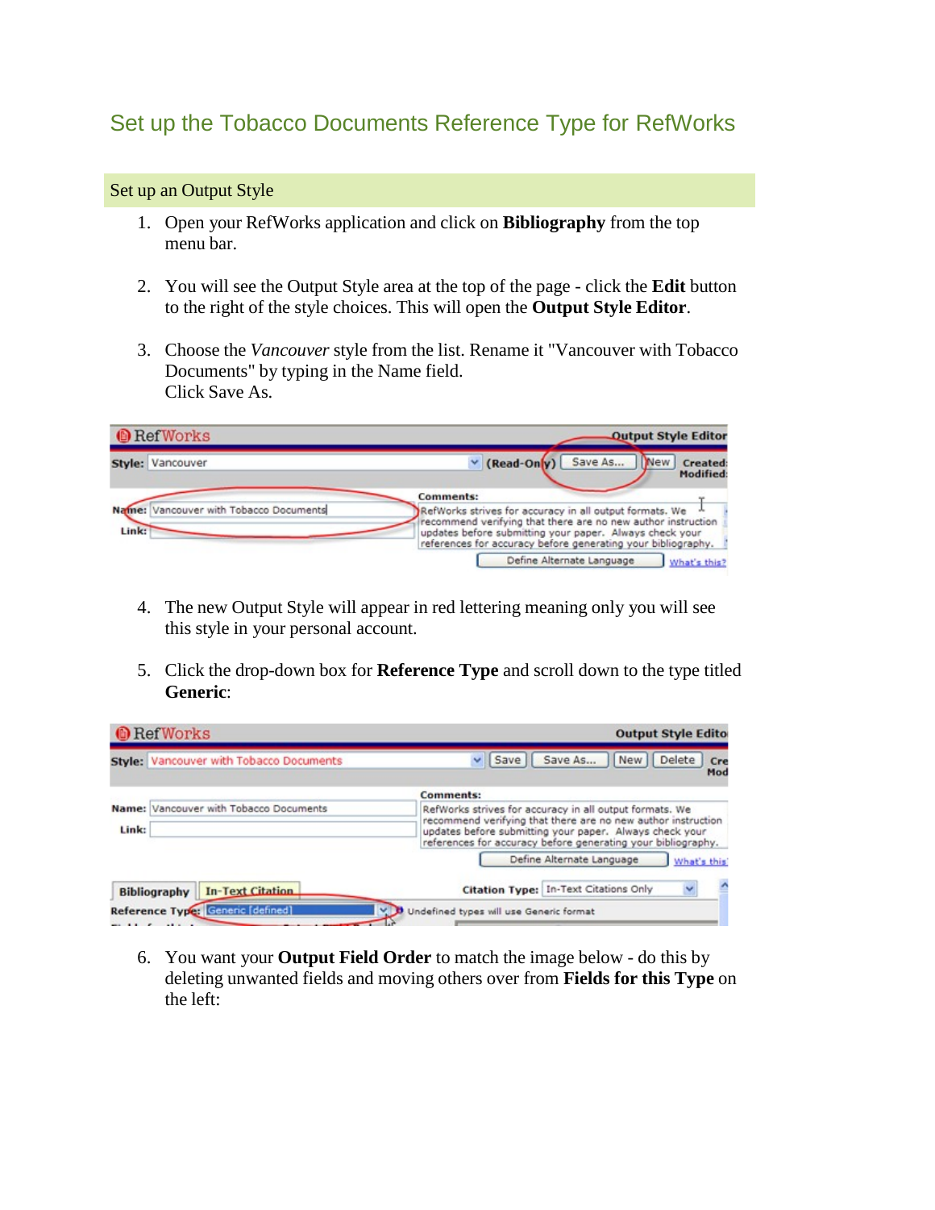# Set up the Tobacco Documents Reference Type for RefWorks

## Set up an Output Style

1. Open your RefWorks application and click on **Bibliography** from the top menu bar.

2. You will see the Output Style area at the top of the page - click the **Edit** button to the right of the style choices. This will open the **Output Style Editor**.

3. Choose the *Vancouver* style from the list. Rename it "Vancouver with Tobacco Documents" by typing in the Name field.
   Click Save As.

4. The new Output Style will appear in red lettering meaning only you will see this style in your personal account.

5. Click the drop-down box for **Reference Type** and scroll down to the type titled **Generic**:

6. You want your **Output Field Order** to match the image below - do this by deleting unwanted fields and moving others over from **Fields for this Type** on the left: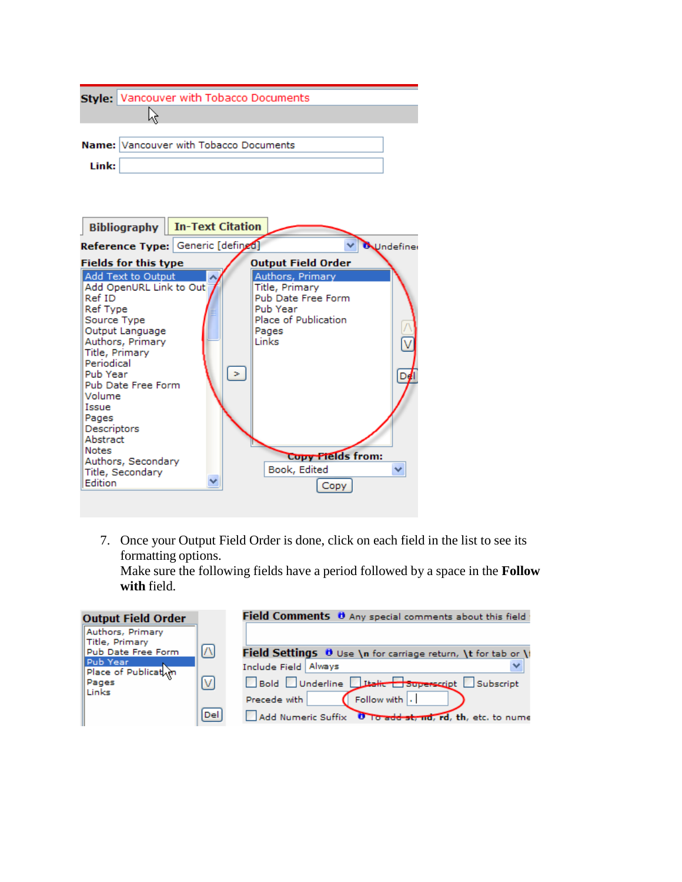7. Once your Output Field Order is done, click on each field in the list to see its formatting options.
   Make sure the following fields have a period followed by a space in the **Follow with** field.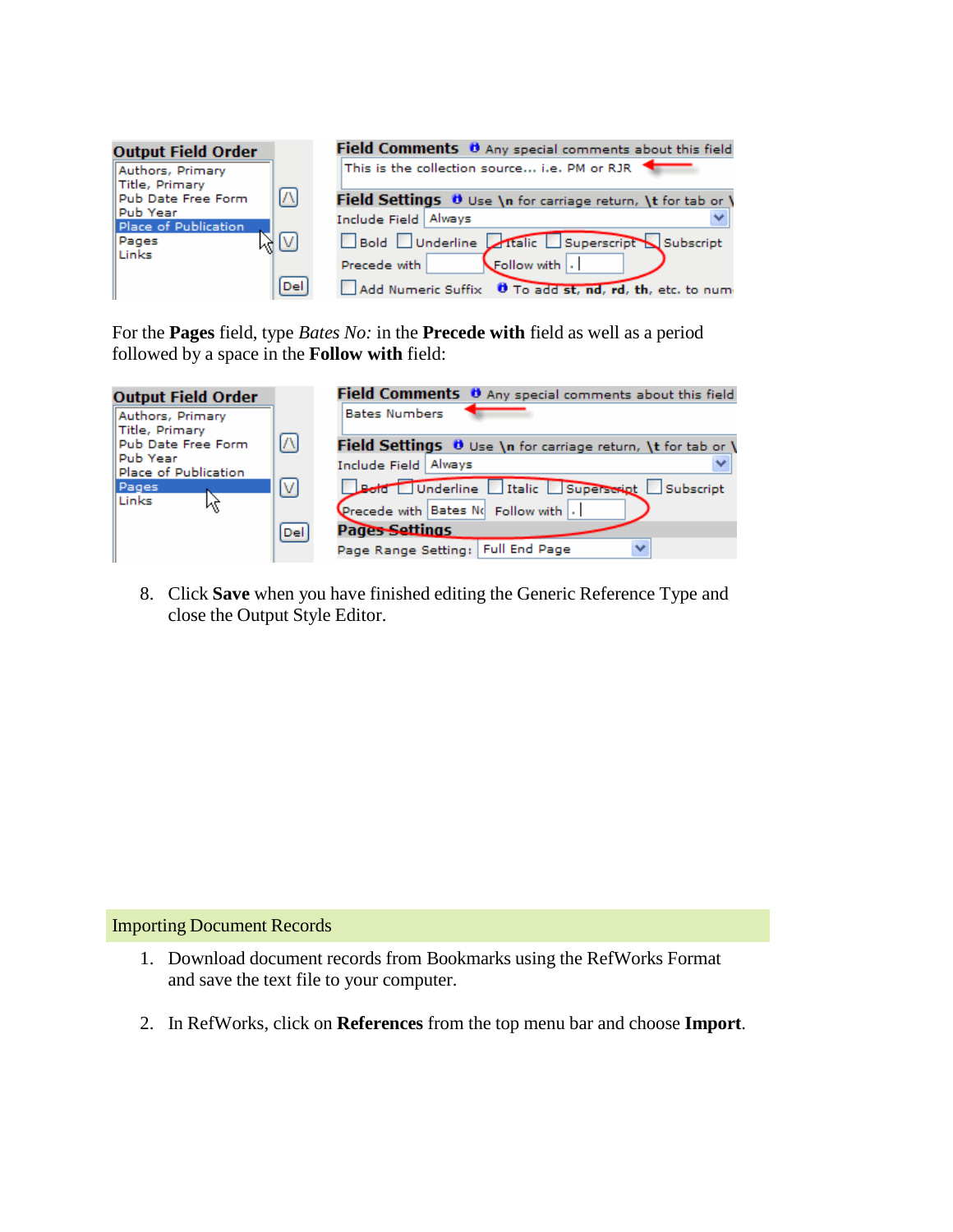For the **Pages** field, type *Bates No:* in the **Precede with** field as well as a period followed by a space in the **Follow with** field:

8. Click **Save** when you have finished editing the Generic Reference Type and close the Output Style Editor.

## Importing Document Records

1. Download document records from Bookmarks using the RefWorks Format and save the text file to your computer.

2. In RefWorks, click on **References** from the top menu bar and choose **Import**.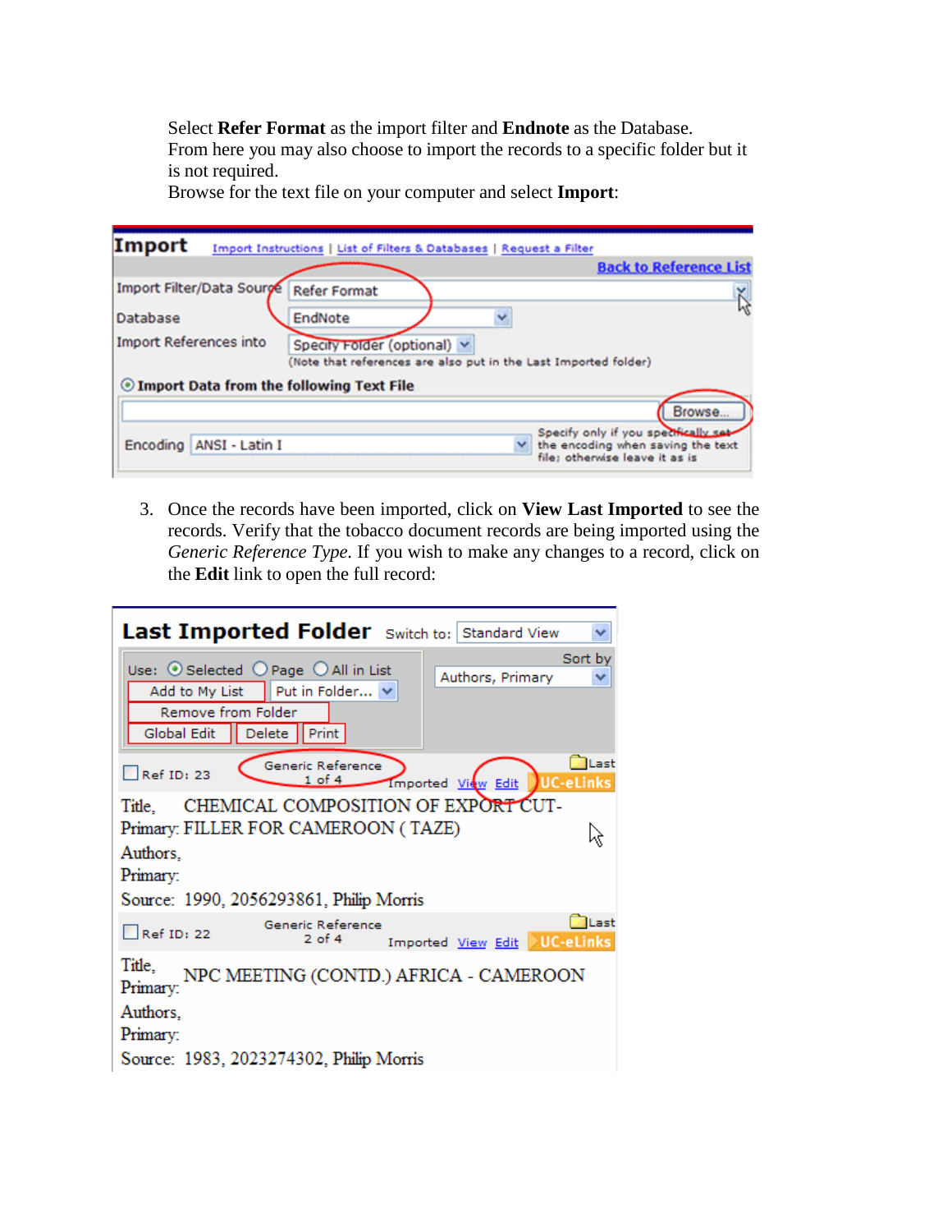Select **Refer Format** as the import filter and **Endnote** as the Database.
From here you may also choose to import the records to a specific folder but it is not required.
Browse for the text file on your computer and select **Import**:

3. Once the records have been imported, click on **View Last Imported** to see the records. Verify that the tobacco document records are being imported using the *Generic Reference Type*. If you wish to make any changes to a record, click on the **Edit** link to open the full record: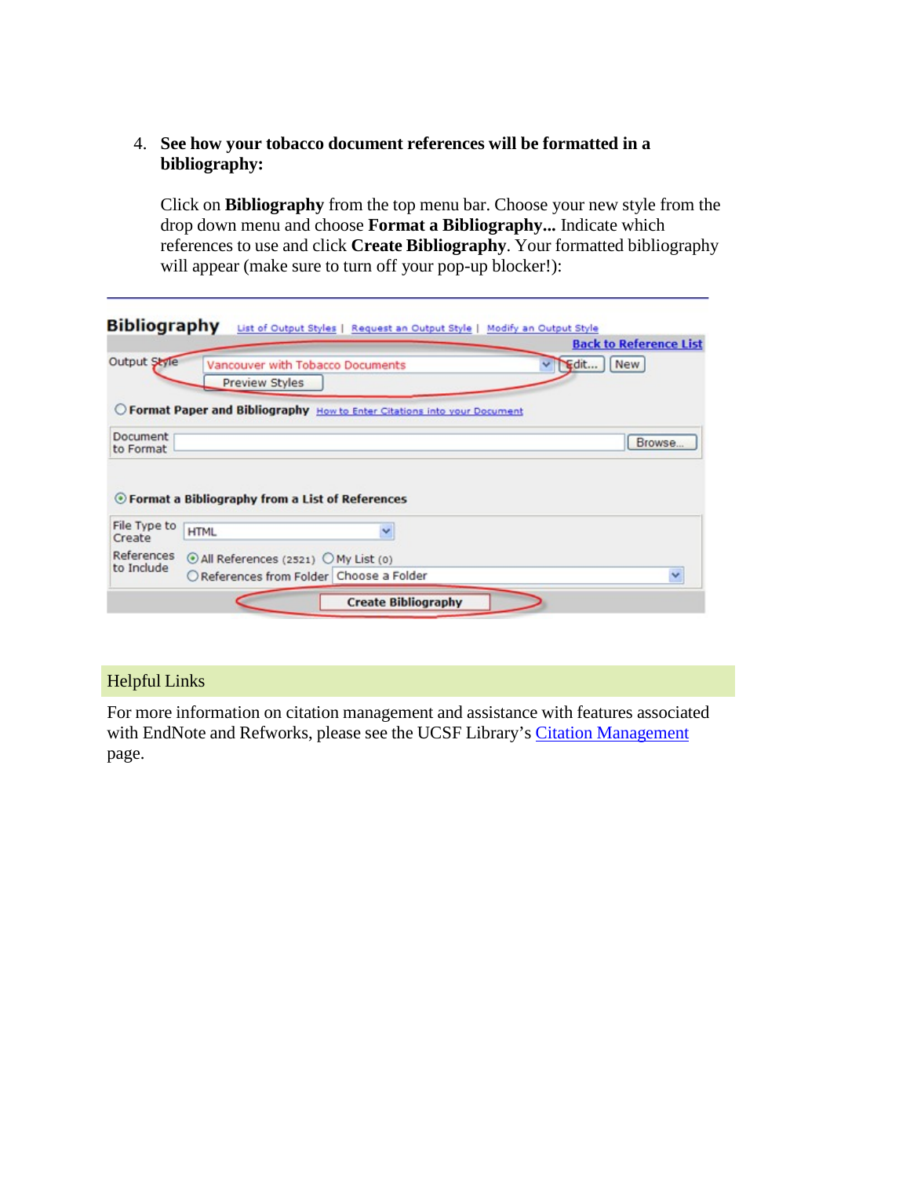4. **See how your tobacco document references will be formatted in a bibliography:**

   Click on **Bibliography** from the top menu bar. Choose your new style from the drop down menu and choose **Format a Bibliography...** Indicate which references to use and click **Create Bibliography**. Your formatted bibliography will appear (make sure to turn off your pop-up blocker!):

Bibliography | List of Output Styles | Request an Output Style | Modify an Output Style

Back to Reference List

Output Style: Vancouver with Tobacco Documents | Edit... | New

Preview Styles

Format Paper and Bibliography | How to Enter Citations into your Document

Document to Format | Browse...

Format a Bibliography from a List of References

File Type to Create: HTML

References to Include: All References (2521) | My List (0) | References from Folder: Choose a Folder

Create Bibliography

## Helpful Links

For more information on citation management and assistance with features associated with EndNote and Refworks, please see the UCSF Library's Citation Management page.